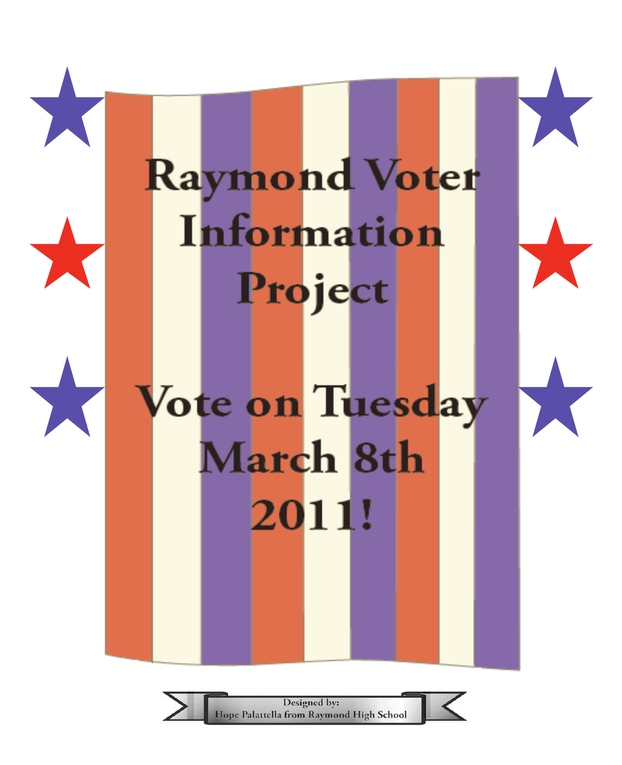# Raymond Voter Information Project

## Vote on Tuesday March 8th 2011!

Designed by:
Hope Palattella from Raymond High School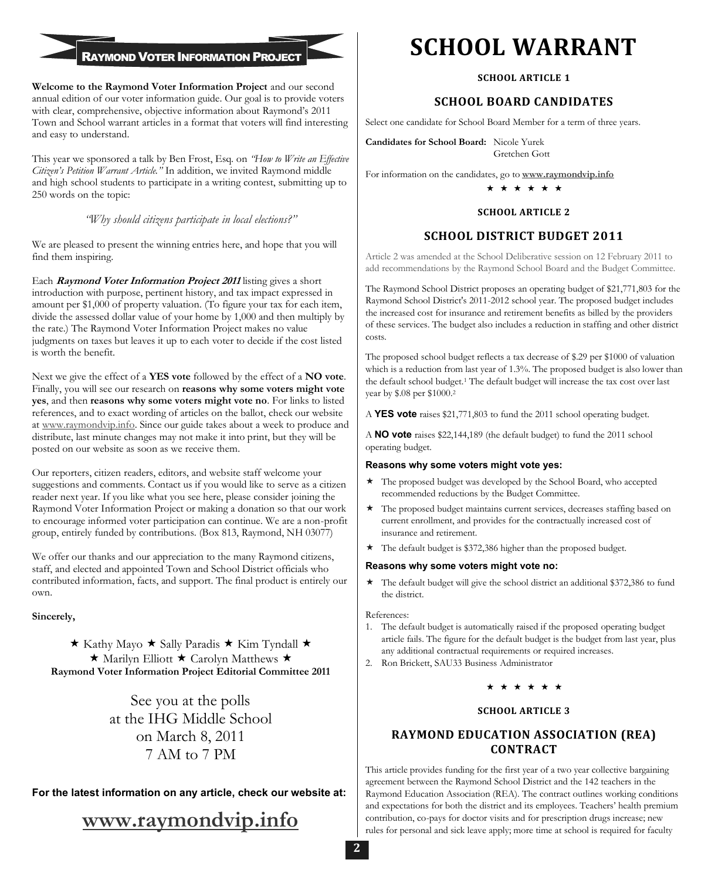## Raymond Voter Information Project

**Welcome to the Raymond Voter Information Project** and our second annual edition of our voter information guide. Our goal is to provide voters with clear, comprehensive, objective information about Raymond's 2011 Town and School warrant articles in a format that voters will find interesting and easy to understand.

This year we sponsored a talk by Ben Frost, Esq. on *"How to Write an Effective Citizen's Petition Warrant Article."* In addition, we invited Raymond middle and high school students to participate in a writing contest, submitting up to 250 words on the topic:

*"Why should citizens participate in local elections?"*

We are pleased to present the winning entries here, and hope that you will find them inspiring.

Each ***Raymond Voter Information Project 2011*** listing gives a short introduction with purpose, pertinent history, and tax impact expressed in amount per $1,000 of property valuation. (To figure your tax for each item, divide the assessed dollar value of your home by 1,000 and then multiply by the rate.) The Raymond Voter Information Project makes no value judgments on taxes but leaves it up to each voter to decide if the cost listed is worth the benefit.

Next we give the effect of a **YES vote** followed by the effect of a **NO vote**. Finally, you will see our research on **reasons why some voters might vote yes**, and then **reasons why some voters might vote no**. For links to listed references, and to exact wording of articles on the ballot, check our website at www.raymondvip.info. Since our guide takes about a week to produce and distribute, last minute changes may not make it into print, but they will be posted on our website as soon as we receive them.

Our reporters, citizen readers, editors, and website staff welcome your suggestions and comments. Contact us if you would like to serve as a citizen reader next year. If you like what you see here, please consider joining the Raymond Voter Information Project or making a donation so that our work to encourage informed voter participation can continue. We are a non-profit group, entirely funded by contributions. (Box 813, Raymond, NH 03077)

We offer our thanks and our appreciation to the many Raymond citizens, staff, and elected and appointed Town and School District officials who contributed information, facts, and support. The final product is entirely our own.

**Sincerely,**

★ Kathy Mayo ★ Sally Paradis ★ Kim Tyndall ★
★ Marilyn Elliott ★ Carolyn Matthews ★
**Raymond Voter Information Project Editorial Committee 2011**

See you at the polls
at the IHG Middle School
on March 8, 2011
7 AM to 7 PM

**For the latest information on any article, check our website at:**

**www.raymondvip.info**

# SCHOOL WARRANT

### SCHOOL ARTICLE 1

## SCHOOL BOARD CANDIDATES

Select one candidate for School Board Member for a term of three years.

**Candidates for School Board:** Nicole Yurek
Gretchen Gott

For information on the candidates, go to **www.raymondvip.info**

★ ★ ★ ★ ★ ★

### SCHOOL ARTICLE 2

## SCHOOL DISTRICT BUDGET 2011

Article 2 was amended at the School Deliberative session on 12 February 2011 to add recommendations by the Raymond School Board and the Budget Committee.

The Raymond School District proposes an operating budget of $21,771,803 for the Raymond School District's 2011-2012 school year. The proposed budget includes the increased cost for insurance and retirement benefits as billed by the providers of these services. The budget also includes a reduction in staffing and other district costs.

The proposed school budget reflects a tax decrease of $.29 per $1000 of valuation which is a reduction from last year of 1.3%. The proposed budget is also lower than the default school budget.[1] The default budget will increase the tax cost over last year by $.08 per $1000.[2]

A **YES vote** raises $21,771,803 to fund the 2011 school operating budget.

A **NO vote** raises $22,144,189 (the default budget) to fund the 2011 school operating budget.

**Reasons why some voters might vote yes:**

- ★ The proposed budget was developed by the School Board, who accepted recommended reductions by the Budget Committee.
- ★ The proposed budget maintains current services, decreases staffing based on current enrollment, and provides for the contractually increased cost of insurance and retirement.
- ★ The default budget is $372,386 higher than the proposed budget.

**Reasons why some voters might vote no:**

- ★ The default budget will give the school district an additional $372,386 to fund the district.

References:

1. The default budget is automatically raised if the proposed operating budget article fails. The figure for the default budget is the budget from last year, plus any additional contractual requirements or required increases.
2. Ron Brickett, SAU33 Business Administrator

★ ★ ★ ★ ★ ★

### SCHOOL ARTICLE 3

## RAYMOND EDUCATION ASSOCIATION (REA) CONTRACT

This article provides funding for the first year of a two year collective bargaining agreement between the Raymond School District and the 142 teachers in the Raymond Education Association (REA). The contract outlines working conditions and expectations for both the district and its employees. Teachers' health premium contribution, co-pays for doctor visits and for prescription drugs increase; new rules for personal and sick leave apply; more time at school is required for faculty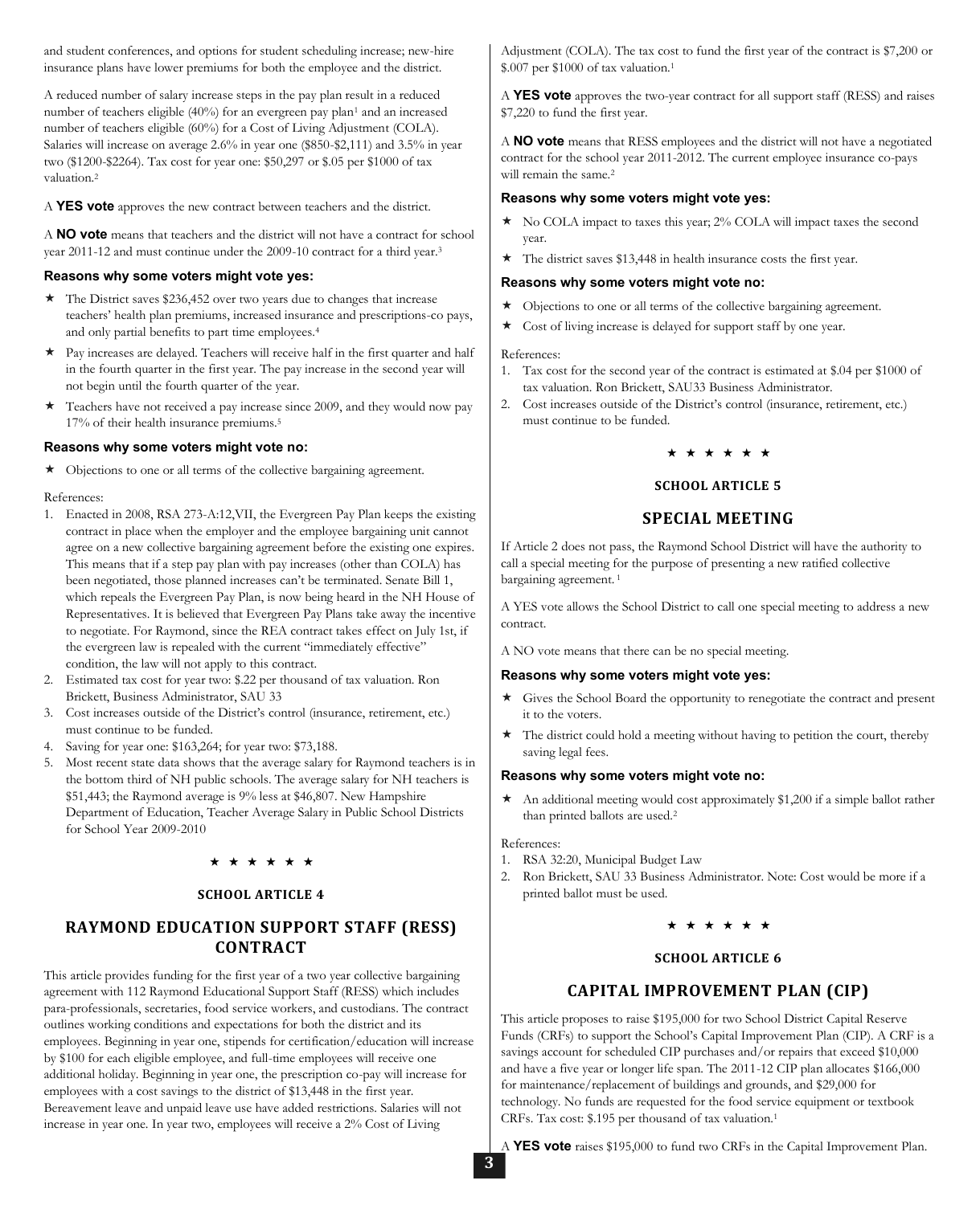and student conferences, and options for student scheduling increase; new-hire insurance plans have lower premiums for both the employee and the district.

A reduced number of salary increase steps in the pay plan result in a reduced number of teachers eligible (40%) for an evergreen pay plan[1] and an increased number of teachers eligible (60%) for a Cost of Living Adjustment (COLA). Salaries will increase on average 2.6% in year one ($850-$2,111) and 3.5% in year two ($1200-$2264). Tax cost for year one: $50,297 or $.05 per $1000 of tax valuation.[2]

A **YES vote** approves the new contract between teachers and the district.

A **NO vote** means that teachers and the district will not have a contract for school year 2011-12 and must continue under the 2009-10 contract for a third year.[3]

#### Reasons why some voters might vote yes:

- The District saves $236,452 over two years due to changes that increase teachers' health plan premiums, increased insurance and prescriptions-co pays, and only partial benefits to part time employees.[4]
- Pay increases are delayed. Teachers will receive half in the first quarter and half in the fourth quarter in the first year. The pay increase in the second year will not begin until the fourth quarter of the year.
- Teachers have not received a pay increase since 2009, and they would now pay 17% of their health insurance premiums.[5]

#### Reasons why some voters might vote no:

- Objections to one or all terms of the collective bargaining agreement.

References:

1. Enacted in 2008, RSA 273-A:12,VII, the Evergreen Pay Plan keeps the existing contract in place when the employer and the employee bargaining unit cannot agree on a new collective bargaining agreement before the existing one expires. This means that if a step pay plan with pay increases (other than COLA) has been negotiated, those planned increases can't be terminated. Senate Bill 1, which repeals the Evergreen Pay Plan, is now being heard in the NH House of Representatives. It is believed that Evergreen Pay Plans take away the incentive to negotiate. For Raymond, since the REA contract takes effect on July 1st, if the evergreen law is repealed with the current "immediately effective" condition, the law will not apply to this contract.
2. Estimated tax cost for year two: $.22 per thousand of tax valuation. Ron Brickett, Business Administrator, SAU 33
3. Cost increases outside of the District's control (insurance, retirement, etc.) must continue to be funded.
4. Saving for year one: $163,264; for year two: $73,188.
5. Most recent state data shows that the average salary for Raymond teachers is in the bottom third of NH public schools. The average salary for NH teachers is $51,443; the Raymond average is 9% less at $46,807. New Hampshire Department of Education, Teacher Average Salary in Public School Districts for School Year 2009-2010

★ ★ ★ ★ ★ ★

### SCHOOL ARTICLE 4

## RAYMOND EDUCATION SUPPORT STAFF (RESS) CONTRACT

This article provides funding for the first year of a two year collective bargaining agreement with 112 Raymond Educational Support Staff (RESS) which includes para-professionals, secretaries, food service workers, and custodians. The contract outlines working conditions and expectations for both the district and its employees. Beginning in year one, stipends for certification/education will increase by $100 for each eligible employee, and full-time employees will receive one additional holiday. Beginning in year one, the prescription co-pay will increase for employees with a cost savings to the district of $13,448 in the first year. Bereavement leave and unpaid leave use have added restrictions. Salaries will not increase in year one. In year two, employees will receive a 2% Cost of Living Adjustment (COLA). The tax cost to fund the first year of the contract is $7,200 or $.007 per $1000 of tax valuation.[1]

A **YES vote** approves the two-year contract for all support staff (RESS) and raises $7,220 to fund the first year.

A **NO vote** means that RESS employees and the district will not have a negotiated contract for the school year 2011-2012. The current employee insurance co-pays will remain the same.[2]

#### Reasons why some voters might vote yes:

- No COLA impact to taxes this year; 2% COLA will impact taxes the second year.
- The district saves $13,448 in health insurance costs the first year.

#### Reasons why some voters might vote no:

- Objections to one or all terms of the collective bargaining agreement.
- Cost of living increase is delayed for support staff by one year.

References:

1. Tax cost for the second year of the contract is estimated at $.04 per $1000 of tax valuation. Ron Brickett, SAU33 Business Administrator.
2. Cost increases outside of the District's control (insurance, retirement, etc.) must continue to be funded.

★ ★ ★ ★ ★ ★

### SCHOOL ARTICLE 5

## SPECIAL MEETING

If Article 2 does not pass, the Raymond School District will have the authority to call a special meeting for the purpose of presenting a new ratified collective bargaining agreement.[1]

A YES vote allows the School District to call one special meeting to address a new contract.

A NO vote means that there can be no special meeting.

#### Reasons why some voters might vote yes:

- Gives the School Board the opportunity to renegotiate the contract and present it to the voters.
- The district could hold a meeting without having to petition the court, thereby saving legal fees.

#### Reasons why some voters might vote no:

- An additional meeting would cost approximately $1,200 if a simple ballot rather than printed ballots are used.[2]

References:

1. RSA 32:20, Municipal Budget Law
2. Ron Brickett, SAU 33 Business Administrator. Note: Cost would be more if a printed ballot must be used.

★ ★ ★ ★ ★ ★

### SCHOOL ARTICLE 6

## CAPITAL IMPROVEMENT PLAN (CIP)

This article proposes to raise $195,000 for two School District Capital Reserve Funds (CRFs) to support the School's Capital Improvement Plan (CIP). A CRF is a savings account for scheduled CIP purchases and/or repairs that exceed $10,000 and have a five year or longer life span. The 2011-12 CIP plan allocates $166,000 for maintenance/replacement of buildings and grounds, and $29,000 for technology. No funds are requested for the food service equipment or textbook CRFs. Tax cost: $.195 per thousand of tax valuation.[1]

A **YES vote** raises $195,000 to fund two CRFs in the Capital Improvement Plan.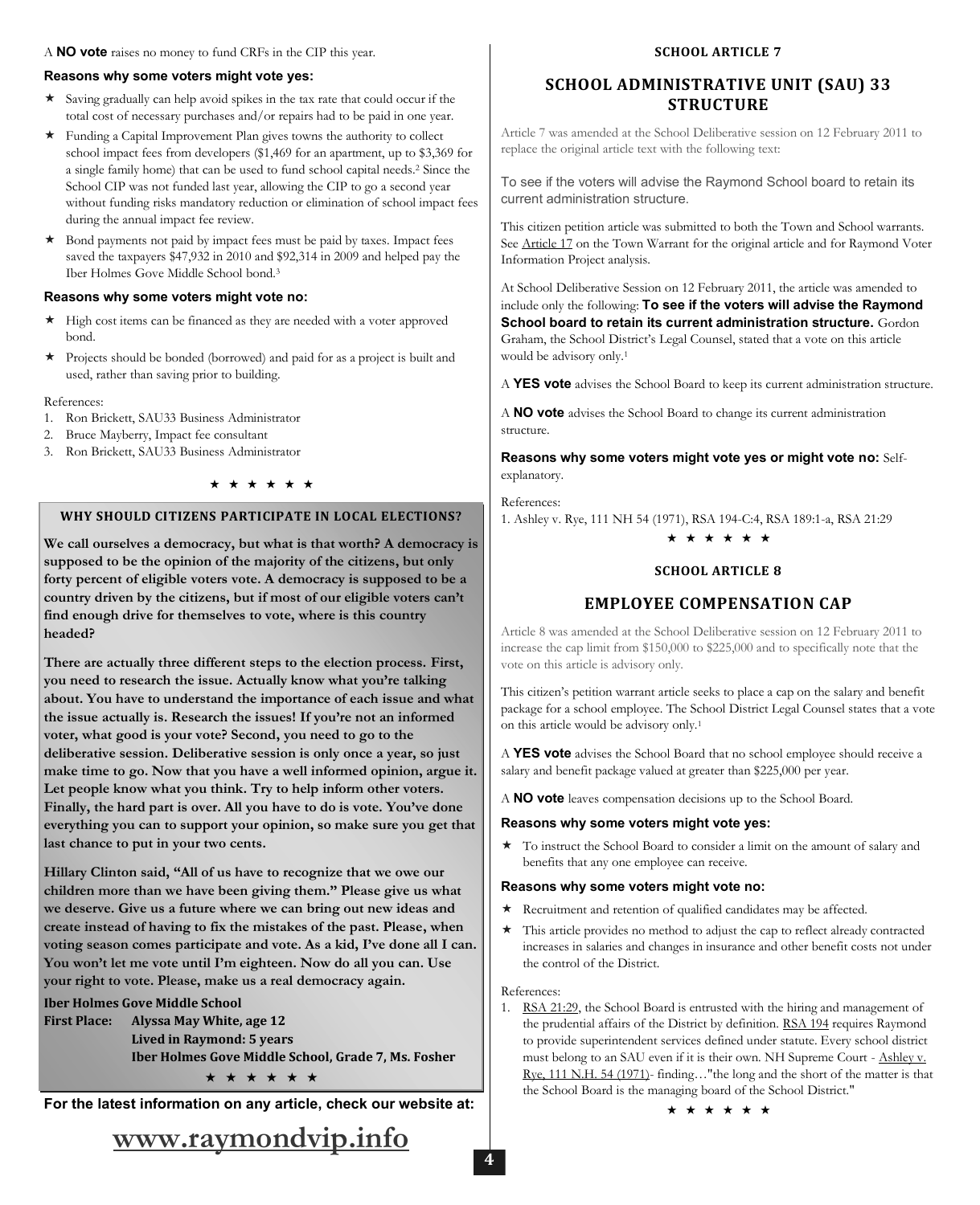A **NO vote** raises no money to fund CRFs in the CIP this year.

**Reasons why some voters might vote yes:**

- Saving gradually can help avoid spikes in the tax rate that could occur if the total cost of necessary purchases and/or repairs had to be paid in one year.
- Funding a Capital Improvement Plan gives towns the authority to collect school impact fees from developers ($1,469 for an apartment, up to $3,369 for a single family home) that can be used to fund school capital needs.[2] Since the School CIP was not funded last year, allowing the CIP to go a second year without funding risks mandatory reduction or elimination of school impact fees during the annual impact fee review.
- Bond payments not paid by impact fees must be paid by taxes. Impact fees saved the taxpayers $47,932 in 2010 and $92,314 in 2009 and helped pay the Iber Holmes Gove Middle School bond.[3]

**Reasons why some voters might vote no:**

- High cost items can be financed as they are needed with a voter approved bond.
- Projects should be bonded (borrowed) and paid for as a project is built and used, rather than saving prior to building.

References:

1. Ron Brickett, SAU33 Business Administrator
2. Bruce Mayberry, Impact fee consultant
3. Ron Brickett, SAU33 Business Administrator

★ ★ ★ ★ ★ ★

### WHY SHOULD CITIZENS PARTICIPATE IN LOCAL ELECTIONS?

**We call ourselves a democracy, but what is that worth? A democracy is supposed to be the opinion of the majority of the citizens, but only forty percent of eligible voters vote. A democracy is supposed to be a country driven by the citizens, but if most of our eligible voters can't find enough drive for themselves to vote, where is this country headed?**

**There are actually three different steps to the election process. First, you need to research the issue. Actually know what you're talking about. You have to understand the importance of each issue and what the issue actually is. Research the issues! If you're not an informed voter, what good is your vote? Second, you need to go to the deliberative session. Deliberative session is only once a year, so just make time to go. Now that you have a well informed opinion, argue it. Let people know what you think. Try to help inform other voters. Finally, the hard part is over. All you have to do is vote. You've done everything you can to support your opinion, so make sure you get that last chance to put in your two cents.**

**Hillary Clinton said, "All of us have to recognize that we owe our children more than we have been giving them." Please give us what we deserve. Give us a future where we can bring out new ideas and create instead of having to fix the mistakes of the past. Please, when voting season comes participate and vote. As a kid, I've done all I can. You won't let me vote until I'm eighteen. Now do all you can. Use your right to vote. Please, make us a real democracy again.**

**Iber Holmes Gove Middle School**
**First Place: Alyssa May White, age 12**
**Lived in Raymond: 5 years**
**Iber Holmes Gove Middle School, Grade 7, Ms. Fosher**

★ ★ ★ ★ ★ ★

**For the latest information on any article, check our website at:**

**www.raymondvip.info**

**SCHOOL ARTICLE 7**

## SCHOOL ADMINISTRATIVE UNIT (SAU) 33 STRUCTURE

Article 7 was amended at the School Deliberative session on 12 February 2011 to replace the original article text with the following text:

To see if the voters will advise the Raymond School board to retain its current administration structure.

This citizen petition article was submitted to both the Town and School warrants. See Article 17 on the Town Warrant for the original article and for Raymond Voter Information Project analysis.

At School Deliberative Session on 12 February 2011, the article was amended to include only the following: **To see if the voters will advise the Raymond School board to retain its current administration structure.** Gordon Graham, the School District's Legal Counsel, stated that a vote on this article would be advisory only.[1]

A **YES vote** advises the School Board to keep its current administration structure.

A **NO vote** advises the School Board to change its current administration structure.

**Reasons why some voters might vote yes or might vote no:** Self-explanatory.

References:

1. Ashley v. Rye, 111 NH 54 (1971), RSA 194-C:4, RSA 189:1-a, RSA 21:29

★ ★ ★ ★ ★ ★

**SCHOOL ARTICLE 8**

## EMPLOYEE COMPENSATION CAP

Article 8 was amended at the School Deliberative session on 12 February 2011 to increase the cap limit from $150,000 to $225,000 and to specifically note that the vote on this article is advisory only.

This citizen's petition warrant article seeks to place a cap on the salary and benefit package for a school employee. The School District Legal Counsel states that a vote on this article would be advisory only.[1]

A **YES vote** advises the School Board that no school employee should receive a salary and benefit package valued at greater than $225,000 per year.

A **NO vote** leaves compensation decisions up to the School Board.

**Reasons why some voters might vote yes:**

- To instruct the School Board to consider a limit on the amount of salary and benefits that any one employee can receive.

**Reasons why some voters might vote no:**

- Recruitment and retention of qualified candidates may be affected.
- This article provides no method to adjust the cap to reflect already contracted increases in salaries and changes in insurance and other benefit costs not under the control of the District.

References:

1. RSA 21:29, the School Board is entrusted with the hiring and management of the prudential affairs of the District by definition. RSA 194 requires Raymond to provide superintendent services defined under statute. Every school district must belong to an SAU even if it is their own. NH Supreme Court - Ashley v. Rye, 111 N.H. 54 (1971)- finding…"the long and the short of the matter is that the School Board is the managing board of the School District."

★ ★ ★ ★ ★ ★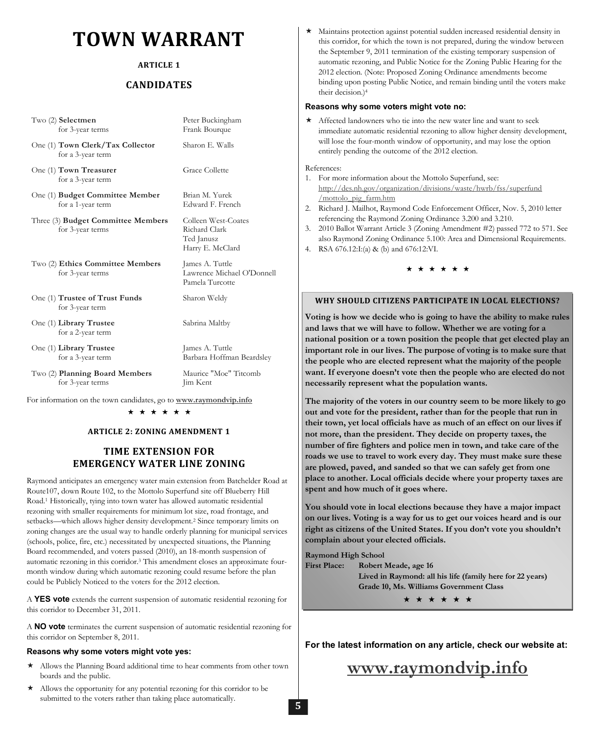# TOWN WARRANT

## ARTICLE 1

## CANDIDATES

| | |
|---|---|
| Two (2) **Selectmen** for 3-year terms | Peter Buckingham<br>Frank Bourque |
| One (1) **Town Clerk/Tax Collector** for a 3-year term | Sharon E. Walls |
| One (1) **Town Treasurer** for a 3-year term | Grace Collette |
| One (1) **Budget Committee Member** for a 1-year term | Brian M. Yurek<br>Edward F. French |
| Three (3) **Budget Committee Members** for 3-year terms | Colleen West-Coates<br>Richard Clark<br>Ted Janusz<br>Harry E. McClard |
| Two (2) **Ethics Committee Members** for 3-year terms | James A. Tuttle<br>Lawrence Michael O'Donnell<br>Pamela Turcotte |
| One (1) **Trustee of Trust Funds** for 3-year term | Sharon Weldy |
| One (1) **Library Trustee** for a 2-year term | Sabrina Maltby |
| One (1) **Library Trustee** for a 3-year term | James A. Tuttle<br>Barbara Hoffman Beardsley |
| Two (2) **Planning Board Members** for 3-year terms | Maurice "Moe" Titcomb<br>Jim Kent |

For information on the town candidates, go to **www.raymondvip.info**

★ ★ ★ ★ ★ ★

## ARTICLE 2: ZONING AMENDMENT 1

## TIME EXTENSION FOR EMERGENCY WATER LINE ZONING

Raymond anticipates an emergency water main extension from Batchelder Road at Route107, down Route 102, to the Mottolo Superfund site off Blueberry Hill Road.[1] Historically, tying into town water has allowed automatic residential rezoning with smaller requirements for minimum lot size, road frontage, and setbacks—which allows higher density development.[2] Since temporary limits on zoning changes are the usual way to handle orderly planning for municipal services (schools, police, fire, etc.) necessitated by unexpected situations, the Planning Board recommended, and voters passed (2010), an 18-month suspension of automatic rezoning in this corridor.[3] This amendment closes an approximate four-month window during which automatic rezoning could resume before the plan could be Publicly Noticed to the voters for the 2012 election.

A **YES vote** extends the current suspension of automatic residential rezoning for this corridor to December 31, 2011.

A **NO vote** terminates the current suspension of automatic residential rezoning for this corridor on September 8, 2011.

### Reasons why some voters might vote yes:

- ★ Allows the Planning Board additional time to hear comments from other town boards and the public.
- ★ Allows the opportunity for any potential rezoning for this corridor to be submitted to the voters rather than taking place automatically.
- ★ Maintains protection against potential sudden increased residential density in this corridor, for which the town is not prepared, during the window between the September 9, 2011 termination of the existing temporary suspension of automatic rezoning, and Public Notice for the Zoning Public Hearing for the 2012 election. (Note: Proposed Zoning Ordinance amendments become binding upon posting Public Notice, and remain binding until the voters make their decision.)[4]

### Reasons why some voters might vote no:

- ★ Affected landowners who tie into the new water line and want to seek immediate automatic residential rezoning to allow higher density development, will lose the four-month window of opportunity, and may lose the option entirely pending the outcome of the 2012 election.

References:

1. For more information about the Mottolo Superfund, see: http://des.nh.gov/organization/divisions/waste/hwrb/fss/superfund/mottolo_pig_farm.htm
2. Richard J. Mailhot, Raymond Code Enforcement Officer, Nov. 5, 2010 letter referencing the Raymond Zoning Ordinance 3.200 and 3.210.
3. 2010 Ballot Warrant Article 3 (Zoning Amendment #2) passed 772 to 571. See also Raymond Zoning Ordinance 5.100: Area and Dimensional Requirements.
4. RSA 676.12:I:(a) & (b) and 676:12:VI.

★ ★ ★ ★ ★ ★

## WHY SHOULD CITIZENS PARTICIPATE IN LOCAL ELECTIONS?

**Voting is how we decide who is going to have the ability to make rules and laws that we will have to follow. Whether we are voting for a national position or a town position the people that get elected play an important role in our lives. The purpose of voting is to make sure that the people who are elected represent what the majority of the people want. If everyone doesn't vote then the people who are elected do not necessarily represent what the population wants.**

**The majority of the voters in our country seem to be more likely to go out and vote for the president, rather than for the people that run in their town, yet local officials have as much of an effect on our lives if not more, than the president. They decide on property taxes, the number of fire fighters and police men in town, and take care of the roads we use to travel to work every day. They must make sure these are plowed, paved, and sanded so that we can safely get from one place to another. Local officials decide where your property taxes are spent and how much of it goes where.**

**You should vote in local elections because they have a major impact on our lives. Voting is a way for us to get our voices heard and is our right as citizens of the United States. If you don't vote you shouldn't complain about your elected officials.**

**Raymond High School**
**First Place: Robert Meade, age 16**
**Lived in Raymond: all his life (family here for 22 years)**
**Grade 10, Ms. Williams Government Class**

★ ★ ★ ★ ★ ★

**For the latest information on any article, check our website at:**

**www.raymondvip.info**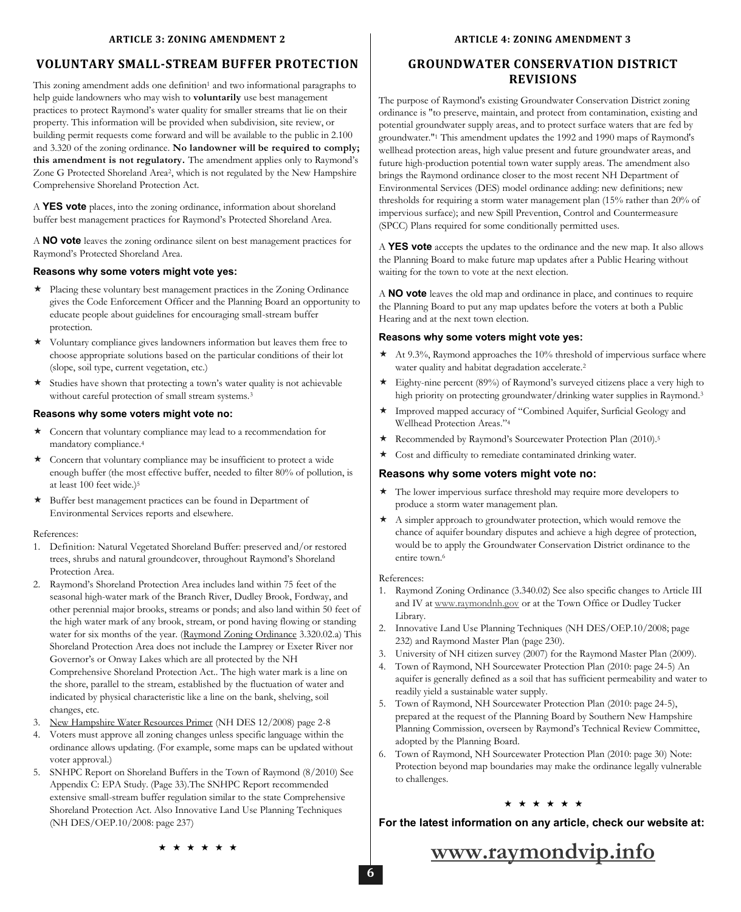**ARTICLE 3: ZONING AMENDMENT 2**

## VOLUNTARY SMALL-STREAM BUFFER PROTECTION

This zoning amendment adds one definition[1] and two informational paragraphs to help guide landowners who may wish to **voluntarily** use best management practices to protect Raymond's water quality for smaller streams that lie on their property. This information will be provided when subdivision, site review, or building permit requests come forward and will be available to the public in 2.100 and 3.320 of the zoning ordinance. **No landowner will be required to comply; this amendment is not regulatory.** The amendment applies only to Raymond's Zone G Protected Shoreland Area[2], which is not regulated by the New Hampshire Comprehensive Shoreland Protection Act.

A **YES vote** places, into the zoning ordinance, information about shoreland buffer best management practices for Raymond's Protected Shoreland Area.

A **NO vote** leaves the zoning ordinance silent on best management practices for Raymond's Protected Shoreland Area.

### Reasons why some voters might vote yes:

- ★ Placing these voluntary best management practices in the Zoning Ordinance gives the Code Enforcement Officer and the Planning Board an opportunity to educate people about guidelines for encouraging small-stream buffer protection.
- ★ Voluntary compliance gives landowners information but leaves them free to choose appropriate solutions based on the particular conditions of their lot (slope, soil type, current vegetation, etc.)
- ★ Studies have shown that protecting a town's water quality is not achievable without careful protection of small stream systems.[3]

### Reasons why some voters might vote no:

- ★ Concern that voluntary compliance may lead to a recommendation for mandatory compliance.[4]
- ★ Concern that voluntary compliance may be insufficient to protect a wide enough buffer (the most effective buffer, needed to filter 80% of pollution, is at least 100 feet wide.)[5]
- ★ Buffer best management practices can be found in Department of Environmental Services reports and elsewhere.

References:

1. Definition: Natural Vegetated Shoreland Buffer: preserved and/or restored trees, shrubs and natural groundcover, throughout Raymond's Shoreland Protection Area.
2. Raymond's Shoreland Protection Area includes land within 75 feet of the seasonal high-water mark of the Branch River, Dudley Brook, Fordway, and other perennial major brooks, streams or ponds; and also land within 50 feet of the high water mark of any brook, stream, or pond having flowing or standing water for six months of the year. (Raymond Zoning Ordinance 3.320.02.a) This Shoreland Protection Area does not include the Lamprey or Exeter River nor Governor's or Onway Lakes which are all protected by the NH Comprehensive Shoreland Protection Act.. The high water mark is a line on the shore, parallel to the stream, established by the fluctuation of water and indicated by physical characteristic like a line on the bank, shelving, soil changes, etc.
3. New Hampshire Water Resources Primer (NH DES 12/2008) page 2-8
4. Voters must approve all zoning changes unless specific language within the ordinance allows updating. (For example, some maps can be updated without voter approval.)
5. SNHPC Report on Shoreland Buffers in the Town of Raymond (8/2010) See Appendix C: EPA Study. (Page 33).The SNHPC Report recommended extensive small-stream buffer regulation similar to the state Comprehensive Shoreland Protection Act. Also Innovative Land Use Planning Techniques (NH DES/OEP.10/2008: page 237)

★ ★ ★ ★ ★ ★

**ARTICLE 4: ZONING AMENDMENT 3**

## GROUNDWATER CONSERVATION DISTRICT REVISIONS

The purpose of Raymond's existing Groundwater Conservation District zoning ordinance is "to preserve, maintain, and protect from contamination, existing and potential groundwater supply areas, and to protect surface waters that are fed by groundwater."[1] This amendment updates the 1992 and 1990 maps of Raymond's wellhead protection areas, high value present and future groundwater areas, and future high-production potential town water supply areas. The amendment also brings the Raymond ordinance closer to the most recent NH Department of Environmental Services (DES) model ordinance adding: new definitions; new thresholds for requiring a storm water management plan (15% rather than 20% of impervious surface); and new Spill Prevention, Control and Countermeasure (SPCC) Plans required for some conditionally permitted uses.

A **YES vote** accepts the updates to the ordinance and the new map. It also allows the Planning Board to make future map updates after a Public Hearing without waiting for the town to vote at the next election.

A **NO vote** leaves the old map and ordinance in place, and continues to require the Planning Board to put any map updates before the voters at both a Public Hearing and at the next town election.

### Reasons why some voters might vote yes:

- ★ At 9.3%, Raymond approaches the 10% threshold of impervious surface where water quality and habitat degradation accelerate.[2]
- ★ Eighty-nine percent (89%) of Raymond's surveyed citizens place a very high to high priority on protecting groundwater/drinking water supplies in Raymond.[3]
- ★ Improved mapped accuracy of "Combined Aquifer, Surficial Geology and Wellhead Protection Areas."[4]
- ★ Recommended by Raymond's Sourcewater Protection Plan (2010).[5]
- ★ Cost and difficulty to remediate contaminated drinking water.

### Reasons why some voters might vote no:

- ★ The lower impervious surface threshold may require more developers to produce a storm water management plan.
- ★ A simpler approach to groundwater protection, which would remove the chance of aquifer boundary disputes and achieve a high degree of protection, would be to apply the Groundwater Conservation District ordinance to the entire town.[6]

References:

1. Raymond Zoning Ordinance (3.340.02) See also specific changes to Article III and IV at www.raymondnh.gov or at the Town Office or Dudley Tucker Library.
2. Innovative Land Use Planning Techniques (NH DES/OEP.10/2008; page 232) and Raymond Master Plan (page 230).
3. University of NH citizen survey (2007) for the Raymond Master Plan (2009).
4. Town of Raymond, NH Sourcewater Protection Plan (2010: page 24-5) An aquifer is generally defined as a soil that has sufficient permeability and water to readily yield a sustainable water supply.
5. Town of Raymond, NH Sourcewater Protection Plan (2010: page 24-5), prepared at the request of the Planning Board by Southern New Hampshire Planning Commission, overseen by Raymond's Technical Review Committee, adopted by the Planning Board.
6. Town of Raymond, NH Sourcewater Protection Plan (2010: page 30) Note: Protection beyond map boundaries may make the ordinance legally vulnerable to challenges.

★ ★ ★ ★ ★ ★

**For the latest information on any article, check our website at:**

**www.raymondvip.info**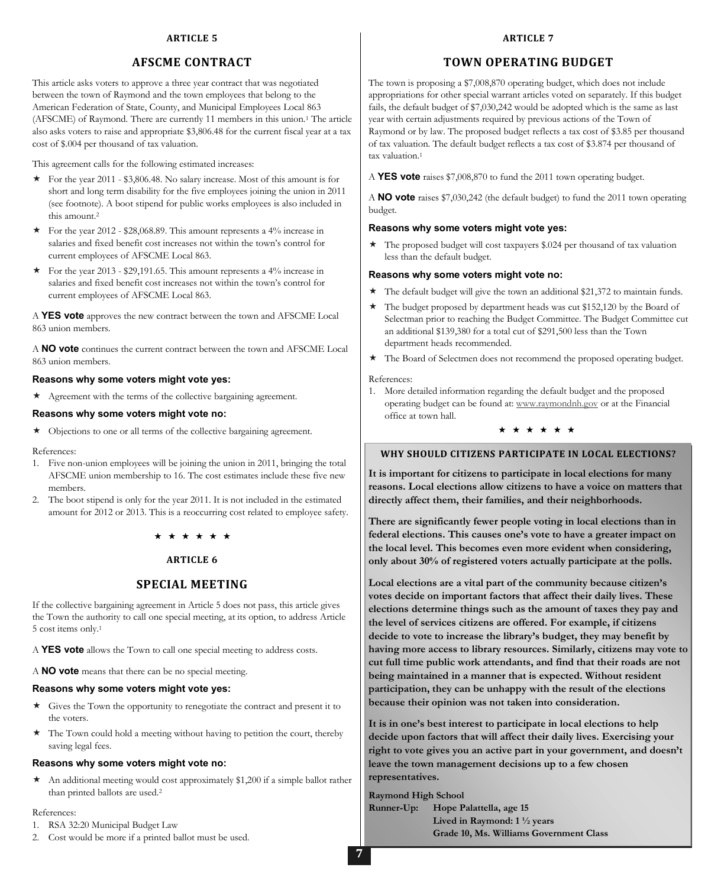ARTICLE 5

## AFSCME CONTRACT

This article asks voters to approve a three year contract that was negotiated between the town of Raymond and the town employees that belong to the American Federation of State, County, and Municipal Employees Local 863 (AFSCME) of Raymond. There are currently 11 members in this union.[1] The article also asks voters to raise and appropriate $3,806.48 for the current fiscal year at a tax cost of $.004 per thousand of tax valuation.

This agreement calls for the following estimated increases:

- ★ For the year 2011 - $3,806.48. No salary increase. Most of this amount is for short and long term disability for the five employees joining the union in 2011 (see footnote). A boot stipend for public works employees is also included in this amount.[2]
- ★ For the year 2012 - $28,068.89. This amount represents a 4% increase in salaries and fixed benefit cost increases not within the town's control for current employees of AFSCME Local 863.
- ★ For the year 2013 - $29,191.65. This amount represents a 4% increase in salaries and fixed benefit cost increases not within the town's control for current employees of AFSCME Local 863.

A **YES vote** approves the new contract between the town and AFSCME Local 863 union members.

A **NO vote** continues the current contract between the town and AFSCME Local 863 union members.

**Reasons why some voters might vote yes:**

- ★ Agreement with the terms of the collective bargaining agreement.

**Reasons why some voters might vote no:**

- ★ Objections to one or all terms of the collective bargaining agreement.

References:

1. Five non-union employees will be joining the union in 2011, bringing the total AFSCME union membership to 16. The cost estimates include these five new members.
2. The boot stipend is only for the year 2011. It is not included in the estimated amount for 2012 or 2013. This is a reoccurring cost related to employee safety.

★ ★ ★ ★ ★ ★

ARTICLE 6

## SPECIAL MEETING

If the collective bargaining agreement in Article 5 does not pass, this article gives the Town the authority to call one special meeting, at its option, to address Article 5 cost items only.[1]

A **YES vote** allows the Town to call one special meeting to address costs.

A **NO vote** means that there can be no special meeting.

**Reasons why some voters might vote yes:**

- ★ Gives the Town the opportunity to renegotiate the contract and present it to the voters.
- ★ The Town could hold a meeting without having to petition the court, thereby saving legal fees.

**Reasons why some voters might vote no:**

- ★ An additional meeting would cost approximately $1,200 if a simple ballot rather than printed ballots are used.[2]

References:

1. RSA 32:20 Municipal Budget Law
2. Cost would be more if a printed ballot must be used.

ARTICLE 7

## TOWN OPERATING BUDGET

The town is proposing a $7,008,870 operating budget, which does not include appropriations for other special warrant articles voted on separately. If this budget fails, the default budget of $7,030,242 would be adopted which is the same as last year with certain adjustments required by previous actions of the Town of Raymond or by law. The proposed budget reflects a tax cost of $3.85 per thousand of tax valuation. The default budget reflects a tax cost of $3.874 per thousand of tax valuation.[1]

A **YES vote** raises $7,008,870 to fund the 2011 town operating budget.

A **NO vote** raises $7,030,242 (the default budget) to fund the 2011 town operating budget.

**Reasons why some voters might vote yes:**

- ★ The proposed budget will cost taxpayers $.024 per thousand of tax valuation less than the default budget.

**Reasons why some voters might vote no:**

- ★ The default budget will give the town an additional $21,372 to maintain funds.
- ★ The budget proposed by department heads was cut $152,120 by the Board of Selectman prior to reaching the Budget Committee. The Budget Committee cut an additional $139,380 for a total cut of $291,500 less than the Town department heads recommended.
- ★ The Board of Selectmen does not recommend the proposed operating budget.

References:

1. More detailed information regarding the default budget and the proposed operating budget can be found at: www.raymondnh.gov or at the Financial office at town hall.

★ ★ ★ ★ ★ ★

### WHY SHOULD CITIZENS PARTICIPATE IN LOCAL ELECTIONS?

**It is important for citizens to participate in local elections for many reasons. Local elections allow citizens to have a voice on matters that directly affect them, their families, and their neighborhoods.**

**There are significantly fewer people voting in local elections than in federal elections. This causes one's vote to have a greater impact on the local level. This becomes even more evident when considering, only about 30% of registered voters actually participate at the polls.**

**Local elections are a vital part of the community because citizen's votes decide on important factors that affect their daily lives. These elections determine things such as the amount of taxes they pay and the level of services citizens are offered. For example, if citizens decide to vote to increase the library's budget, they may benefit by having more access to library resources. Similarly, citizens may vote to cut full time public work attendants, and find that their roads are not being maintained in a manner that is expected. Without resident participation, they can be unhappy with the result of the elections because their opinion was not taken into consideration.**

**It is in one's best interest to participate in local elections to help decide upon factors that will affect their daily lives. Exercising your right to vote gives you an active part in your government, and doesn't leave the town management decisions up to a few chosen representatives.**

**Raymond High School**
**Runner-Up: Hope Palattella, age 15**
**Lived in Raymond: 1 ½ years**
**Grade 10, Ms. Williams Government Class**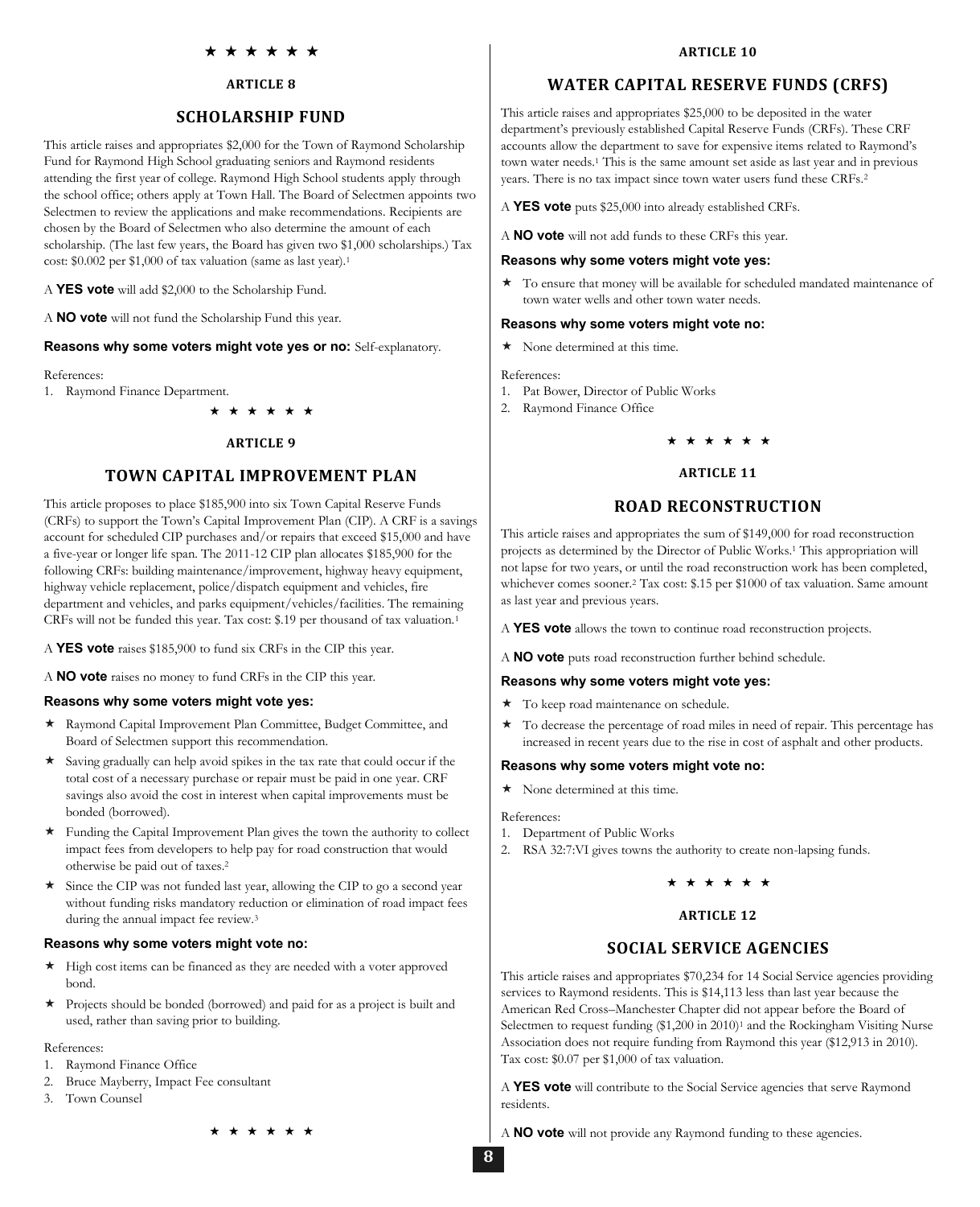★ ★ ★ ★ ★ ★

### ARTICLE 8

## SCHOLARSHIP FUND

This article raises and appropriates $2,000 for the Town of Raymond Scholarship Fund for Raymond High School graduating seniors and Raymond residents attending the first year of college. Raymond High School students apply through the school office; others apply at Town Hall. The Board of Selectmen appoints two Selectmen to review the applications and make recommendations. Recipients are chosen by the Board of Selectmen who also determine the amount of each scholarship. (The last few years, the Board has given two $1,000 scholarships.) Tax cost: $0.002 per $1,000 of tax valuation (same as last year).[1]

A **YES vote** will add $2,000 to the Scholarship Fund.

A **NO vote** will not fund the Scholarship Fund this year.

**Reasons why some voters might vote yes or no:** Self-explanatory.

References:
1. Raymond Finance Department.

★ ★ ★ ★ ★ ★

### ARTICLE 9

## TOWN CAPITAL IMPROVEMENT PLAN

This article proposes to place $185,900 into six Town Capital Reserve Funds (CRFs) to support the Town's Capital Improvement Plan (CIP). A CRF is a savings account for scheduled CIP purchases and/or repairs that exceed $15,000 and have a five-year or longer life span. The 2011-12 CIP plan allocates $185,900 for the following CRFs: building maintenance/improvement, highway heavy equipment, highway vehicle replacement, police/dispatch equipment and vehicles, fire department and vehicles, and parks equipment/vehicles/facilities. The remaining CRFs will not be funded this year. Tax cost: $.19 per thousand of tax valuation.[1]

A **YES vote** raises $185,900 to fund six CRFs in the CIP this year.

A **NO vote** raises no money to fund CRFs in the CIP this year.

**Reasons why some voters might vote yes:**

- ★ Raymond Capital Improvement Plan Committee, Budget Committee, and Board of Selectmen support this recommendation.
- ★ Saving gradually can help avoid spikes in the tax rate that could occur if the total cost of a necessary purchase or repair must be paid in one year. CRF savings also avoid the cost in interest when capital improvements must be bonded (borrowed).
- ★ Funding the Capital Improvement Plan gives the town the authority to collect impact fees from developers to help pay for road construction that would otherwise be paid out of taxes.[2]
- ★ Since the CIP was not funded last year, allowing the CIP to go a second year without funding risks mandatory reduction or elimination of road impact fees during the annual impact fee review.[3]

**Reasons why some voters might vote no:**

- ★ High cost items can be financed as they are needed with a voter approved bond.
- ★ Projects should be bonded (borrowed) and paid for as a project is built and used, rather than saving prior to building.

References:
1. Raymond Finance Office
2. Bruce Mayberry, Impact Fee consultant
3. Town Counsel

★ ★ ★ ★ ★ ★

### ARTICLE 10

## WATER CAPITAL RESERVE FUNDS (CRFS)

This article raises and appropriates $25,000 to be deposited in the water department's previously established Capital Reserve Funds (CRFs). These CRF accounts allow the department to save for expensive items related to Raymond's town water needs.[1] This is the same amount set aside as last year and in previous years. There is no tax impact since town water users fund these CRFs.[2]

A **YES vote** puts $25,000 into already established CRFs.

A **NO vote** will not add funds to these CRFs this year.

**Reasons why some voters might vote yes:**

- ★ To ensure that money will be available for scheduled mandated maintenance of town water wells and other town water needs.

**Reasons why some voters might vote no:**

- ★ None determined at this time.

References:
1. Pat Bower, Director of Public Works
2. Raymond Finance Office

★ ★ ★ ★ ★ ★

### ARTICLE 11

## ROAD RECONSTRUCTION

This article raises and appropriates the sum of $149,000 for road reconstruction projects as determined by the Director of Public Works.[1] This appropriation will not lapse for two years, or until the road reconstruction work has been completed, whichever comes sooner.[2] Tax cost: $.15 per $1000 of tax valuation. Same amount as last year and previous years.

A **YES vote** allows the town to continue road reconstruction projects.

A **NO vote** puts road reconstruction further behind schedule.

**Reasons why some voters might vote yes:**

- ★ To keep road maintenance on schedule.
- ★ To decrease the percentage of road miles in need of repair. This percentage has increased in recent years due to the rise in cost of asphalt and other products.

**Reasons why some voters might vote no:**

- ★ None determined at this time.

References:
1. Department of Public Works
2. RSA 32:7:VI gives towns the authority to create non-lapsing funds.

★ ★ ★ ★ ★ ★

### ARTICLE 12

## SOCIAL SERVICE AGENCIES

This article raises and appropriates $70,234 for 14 Social Service agencies providing services to Raymond residents. This is $14,113 less than last year because the American Red Cross–Manchester Chapter did not appear before the Board of Selectmen to request funding ($1,200 in 2010)[1] and the Rockingham Visiting Nurse Association does not require funding from Raymond this year ($12,913 in 2010). Tax cost: $0.07 per $1,000 of tax valuation.

A **YES vote** will contribute to the Social Service agencies that serve Raymond residents.

A **NO vote** will not provide any Raymond funding to these agencies.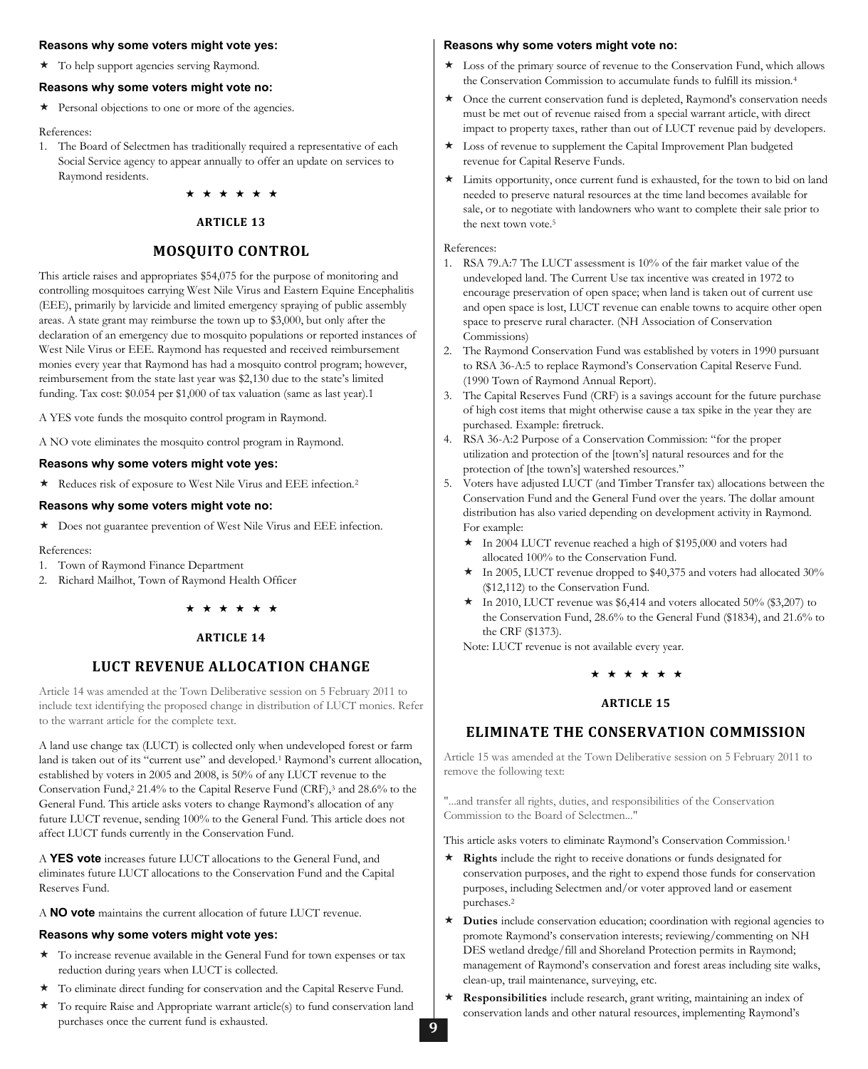**Reasons why some voters might vote yes:**

- ★ To help support agencies serving Raymond.

**Reasons why some voters might vote no:**

- ★ Personal objections to one or more of the agencies.

References:

1. The Board of Selectmen has traditionally required a representative of each Social Service agency to appear annually to offer an update on services to Raymond residents.

★ ★ ★ ★ ★ ★

### ARTICLE 13

## MOSQUITO CONTROL

This article raises and appropriates $54,075 for the purpose of monitoring and controlling mosquitoes carrying West Nile Virus and Eastern Equine Encephalitis (EEE), primarily by larvicide and limited emergency spraying of public assembly areas. A state grant may reimburse the town up to $3,000, but only after the declaration of an emergency due to mosquito populations or reported instances of West Nile Virus or EEE. Raymond has requested and received reimbursement monies every year that Raymond has had a mosquito control program; however, reimbursement from the state last year was $2,130 due to the state's limited funding. Tax cost: $0.054 per $1,000 of tax valuation (same as last year).1

A YES vote funds the mosquito control program in Raymond.

A NO vote eliminates the mosquito control program in Raymond.

**Reasons why some voters might vote yes:**

- ★ Reduces risk of exposure to West Nile Virus and EEE infection.[2]

**Reasons why some voters might vote no:**

- ★ Does not guarantee prevention of West Nile Virus and EEE infection.

References:

1. Town of Raymond Finance Department
2. Richard Mailhot, Town of Raymond Health Officer

★ ★ ★ ★ ★ ★

### ARTICLE 14

## LUCT REVENUE ALLOCATION CHANGE

Article 14 was amended at the Town Deliberative session on 5 February 2011 to include text identifying the proposed change in distribution of LUCT monies. Refer to the warrant article for the complete text.

A land use change tax (LUCT) is collected only when undeveloped forest or farm land is taken out of its "current use" and developed.[1] Raymond's current allocation, established by voters in 2005 and 2008, is 50% of any LUCT revenue to the Conservation Fund,[2] 21.4% to the Capital Reserve Fund (CRF),[3] and 28.6% to the General Fund. This article asks voters to change Raymond's allocation of any future LUCT revenue, sending 100% to the General Fund. This article does not affect LUCT funds currently in the Conservation Fund.

A **YES vote** increases future LUCT allocations to the General Fund, and eliminates future LUCT allocations to the Conservation Fund and the Capital Reserves Fund.

A **NO vote** maintains the current allocation of future LUCT revenue.

**Reasons why some voters might vote yes:**

- ★ To increase revenue available in the General Fund for town expenses or tax reduction during years when LUCT is collected.
- ★ To eliminate direct funding for conservation and the Capital Reserve Fund.
- ★ To require Raise and Appropriate warrant article(s) to fund conservation land purchases once the current fund is exhausted.

**Reasons why some voters might vote no:**

- ★ Loss of the primary source of revenue to the Conservation Fund, which allows the Conservation Commission to accumulate funds to fulfill its mission.[4]
- ★ Once the current conservation fund is depleted, Raymond's conservation needs must be met out of revenue raised from a special warrant article, with direct impact to property taxes, rather than out of LUCT revenue paid by developers.
- ★ Loss of revenue to supplement the Capital Improvement Plan budgeted revenue for Capital Reserve Funds.
- ★ Limits opportunity, once current fund is exhausted, for the town to bid on land needed to preserve natural resources at the time land becomes available for sale, or to negotiate with landowners who want to complete their sale prior to the next town vote.[5]

References:

1. RSA 79.A:7 The LUCT assessment is 10% of the fair market value of the undeveloped land. The Current Use tax incentive was created in 1972 to encourage preservation of open space; when land is taken out of current use and open space is lost, LUCT revenue can enable towns to acquire other open space to preserve rural character. (NH Association of Conservation Commissions)
2. The Raymond Conservation Fund was established by voters in 1990 pursuant to RSA 36-A:5 to replace Raymond's Conservation Capital Reserve Fund. (1990 Town of Raymond Annual Report).
3. The Capital Reserves Fund (CRF) is a savings account for the future purchase of high cost items that might otherwise cause a tax spike in the year they are purchased. Example: firetruck.
4. RSA 36-A:2 Purpose of a Conservation Commission: "for the proper utilization and protection of the [town's] natural resources and for the protection of [the town's] watershed resources."
5. Voters have adjusted LUCT (and Timber Transfer tax) allocations between the Conservation Fund and the General Fund over the years. The dollar amount distribution has also varied depending on development activity in Raymond. For example:
   - ★ In 2004 LUCT revenue reached a high of $195,000 and voters had allocated 100% to the Conservation Fund.
   - ★ In 2005, LUCT revenue dropped to $40,375 and voters had allocated 30% ($12,112) to the Conservation Fund.
   - ★ In 2010, LUCT revenue was $6,414 and voters allocated 50% ($3,207) to the Conservation Fund, 28.6% to the General Fund ($1834), and 21.6% to the CRF ($1373).

   Note: LUCT revenue is not available every year.

★ ★ ★ ★ ★ ★

### ARTICLE 15

## ELIMINATE THE CONSERVATION COMMISSION

Article 15 was amended at the Town Deliberative session on 5 February 2011 to remove the following text:

"...and transfer all rights, duties, and responsibilities of the Conservation Commission to the Board of Selectmen..."

This article asks voters to eliminate Raymond's Conservation Commission.[1]

- ★ **Rights** include the right to receive donations or funds designated for conservation purposes, and the right to expend those funds for conservation purposes, including Selectmen and/or voter approved land or easement purchases.[2]
- ★ **Duties** include conservation education; coordination with regional agencies to promote Raymond's conservation interests; reviewing/commenting on NH DES wetland dredge/fill and Shoreland Protection permits in Raymond; management of Raymond's conservation and forest areas including site walks, clean-up, trail maintenance, surveying, etc.
- ★ **Responsibilities** include research, grant writing, maintaining an index of conservation lands and other natural resources, implementing Raymond's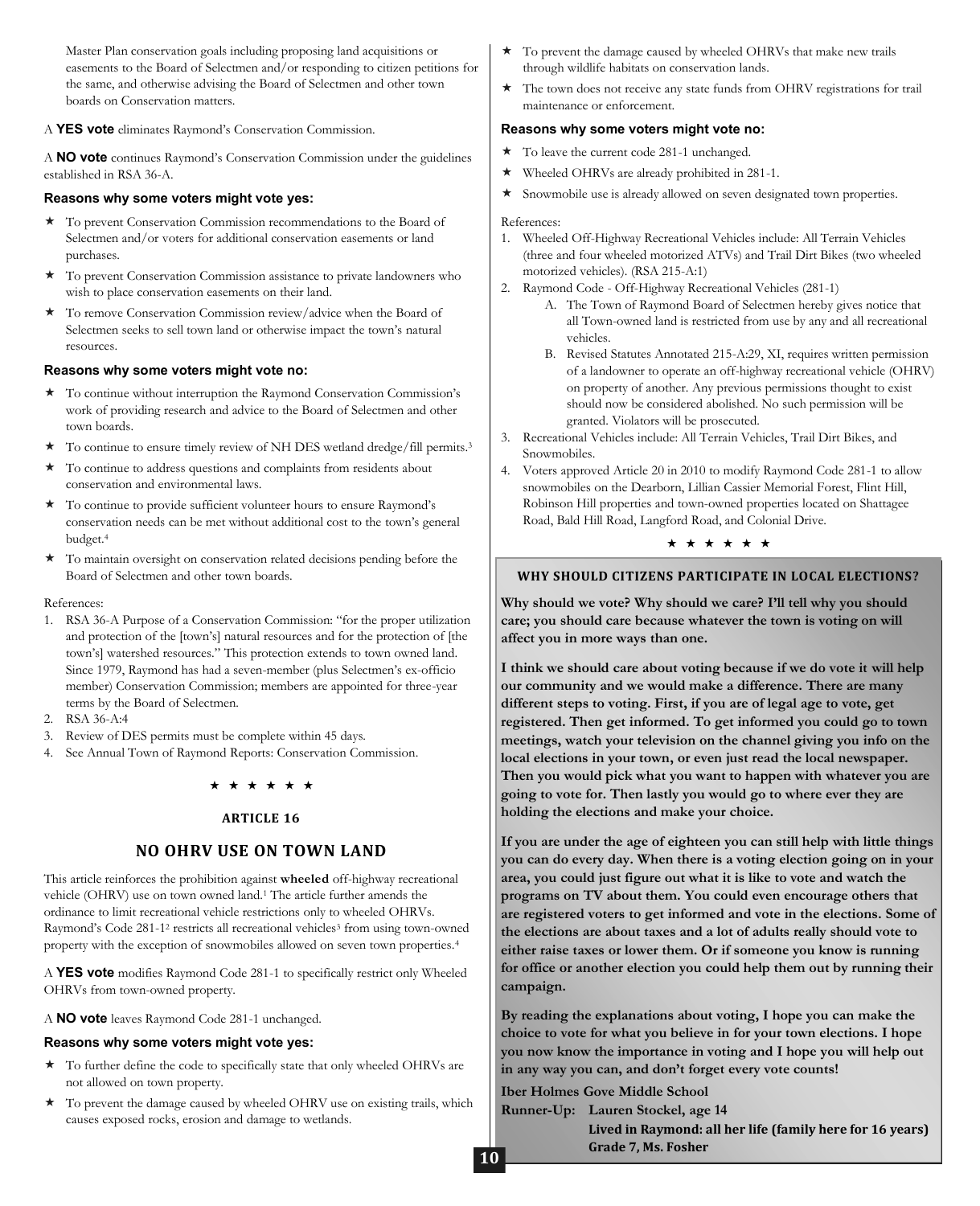Master Plan conservation goals including proposing land acquisitions or easements to the Board of Selectmen and/or responding to citizen petitions for the same, and otherwise advising the Board of Selectmen and other town boards on Conservation matters.

A **YES vote** eliminates Raymond's Conservation Commission.

A **NO vote** continues Raymond's Conservation Commission under the guidelines established in RSA 36-A.

### Reasons why some voters might vote yes:

- To prevent Conservation Commission recommendations to the Board of Selectmen and/or voters for additional conservation easements or land purchases.
- To prevent Conservation Commission assistance to private landowners who wish to place conservation easements on their land.
- To remove Conservation Commission review/advice when the Board of Selectmen seeks to sell town land or otherwise impact the town's natural resources.

### Reasons why some voters might vote no:

- To continue without interruption the Raymond Conservation Commission's work of providing research and advice to the Board of Selectmen and other town boards.
- To continue to ensure timely review of NH DES wetland dredge/fill permits.[3]
- To continue to address questions and complaints from residents about conservation and environmental laws.
- To continue to provide sufficient volunteer hours to ensure Raymond's conservation needs can be met without additional cost to the town's general budget.[4]
- To maintain oversight on conservation related decisions pending before the Board of Selectmen and other town boards.

References:

1. RSA 36-A Purpose of a Conservation Commission: "for the proper utilization and protection of the [town's] natural resources and for the protection of [the town's] watershed resources." This protection extends to town owned land. Since 1979, Raymond has had a seven-member (plus Selectmen's ex-officio member) Conservation Commission; members are appointed for three-year terms by the Board of Selectmen.
2. RSA 36-A:4
3. Review of DES permits must be complete within 45 days.
4. See Annual Town of Raymond Reports: Conservation Commission.

★ ★ ★ ★ ★ ★

## ARTICLE 16

## NO OHRV USE ON TOWN LAND

This article reinforces the prohibition against **wheeled** off-highway recreational vehicle (OHRV) use on town owned land.[1] The article further amends the ordinance to limit recreational vehicle restrictions only to wheeled OHRVs. Raymond's Code 281-1[2] restricts all recreational vehicles[3] from using town-owned property with the exception of snowmobiles allowed on seven town properties.[4]

A **YES vote** modifies Raymond Code 281-1 to specifically restrict only Wheeled OHRVs from town-owned property.

A **NO vote** leaves Raymond Code 281-1 unchanged.

### Reasons why some voters might vote yes:

- To further define the code to specifically state that only wheeled OHRVs are not allowed on town property.
- To prevent the damage caused by wheeled OHRV use on existing trails, which causes exposed rocks, erosion and damage to wetlands.
- To prevent the damage caused by wheeled OHRVs that make new trails through wildlife habitats on conservation lands.
- The town does not receive any state funds from OHRV registrations for trail maintenance or enforcement.

### Reasons why some voters might vote no:

- To leave the current code 281-1 unchanged.
- Wheeled OHRVs are already prohibited in 281-1.
- Snowmobile use is already allowed on seven designated town properties.

References:

1. Wheeled Off-Highway Recreational Vehicles include: All Terrain Vehicles (three and four wheeled motorized ATVs) and Trail Dirt Bikes (two wheeled motorized vehicles). (RSA 215-A:1)
2. Raymond Code - Off-Highway Recreational Vehicles (281-1)
   A. The Town of Raymond Board of Selectmen hereby gives notice that all Town-owned land is restricted from use by any and all recreational vehicles.
   B. Revised Statutes Annotated 215-A:29, XI, requires written permission of a landowner to operate an off-highway recreational vehicle (OHRV) on property of another. Any previous permissions thought to exist should now be considered abolished. No such permission will be granted. Violators will be prosecuted.
3. Recreational Vehicles include: All Terrain Vehicles, Trail Dirt Bikes, and Snowmobiles.
4. Voters approved Article 20 in 2010 to modify Raymond Code 281-1 to allow snowmobiles on the Dearborn, Lillian Cassier Memorial Forest, Flint Hill, Robinson Hill properties and town-owned properties located on Shattagee Road, Bald Hill Road, Langford Road, and Colonial Drive.

★ ★ ★ ★ ★ ★

### WHY SHOULD CITIZENS PARTICIPATE IN LOCAL ELECTIONS?

**Why should we vote? Why should we care? I'll tell why you should care; you should care because whatever the town is voting on will affect you in more ways than one.**

**I think we should care about voting because if we do vote it will help our community and we would make a difference. There are many different steps to voting. First, if you are of legal age to vote, get registered. Then get informed. To get informed you could go to town meetings, watch your television on the channel giving you info on the local elections in your town, or even just read the local newspaper. Then you would pick what you want to happen with whatever you are going to vote for. Then lastly you would go to where ever they are holding the elections and make your choice.**

**If you are under the age of eighteen you can still help with little things you can do every day. When there is a voting election going on in your area, you could just figure out what it is like to vote and watch the programs on TV about them. You could even encourage others that are registered voters to get informed and vote in the elections. Some of the elections are about taxes and a lot of adults really should vote to either raise taxes or lower them. Or if someone you know is running for office or another election you could help them out by running their campaign.**

**By reading the explanations about voting, I hope you can make the choice to vote for what you believe in for your town elections. I hope you now know the importance in voting and I hope you will help out in any way you can, and don't forget every vote counts!**

**Iber Holmes Gove Middle School**

**Runner-Up: Lauren Stockel, age 14**
**Lived in Raymond: all her life (family here for 16 years)**
**Grade 7, Ms. Fosher**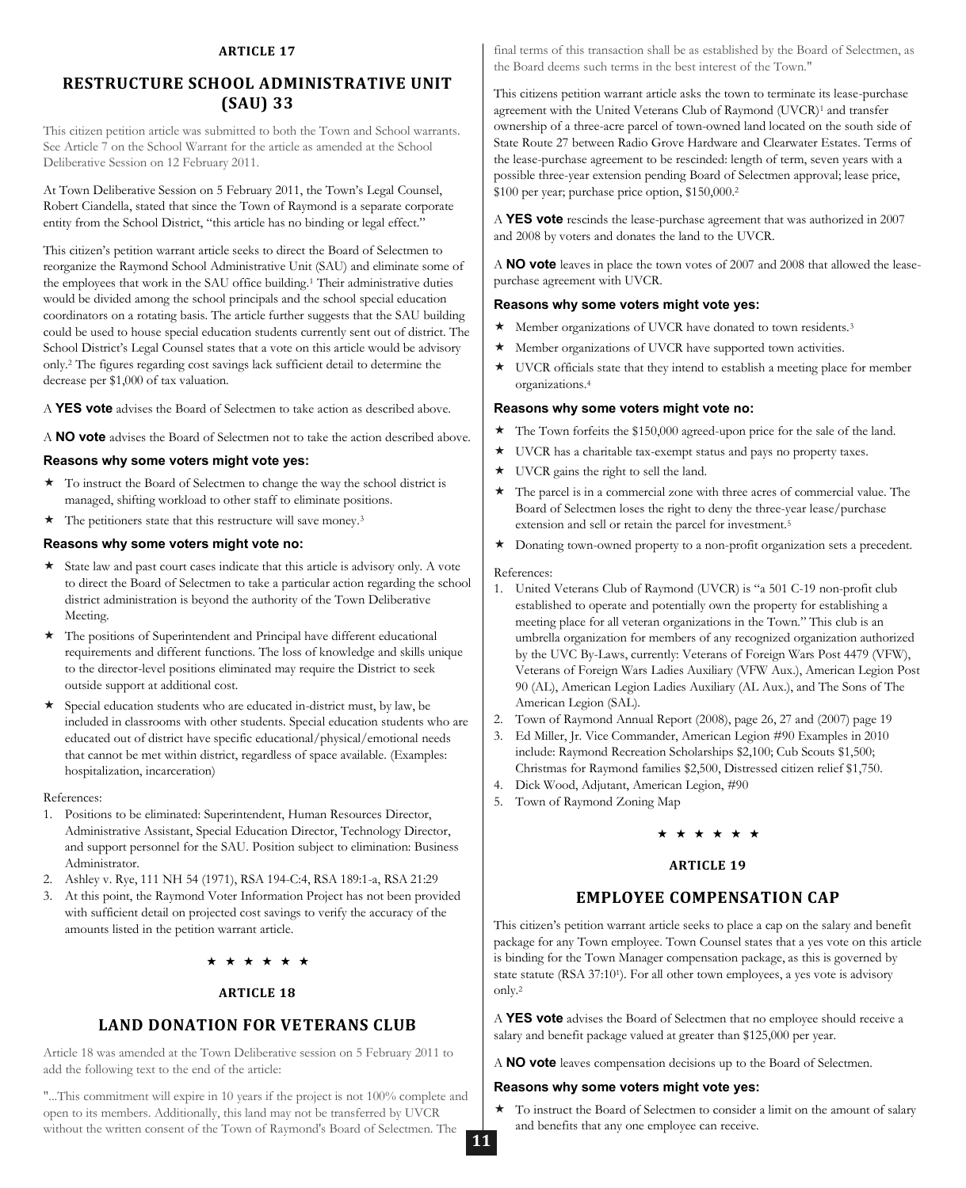### ARTICLE 17

## RESTRUCTURE SCHOOL ADMINISTRATIVE UNIT (SAU) 33

This citizen petition article was submitted to both the Town and School warrants. See Article 7 on the School Warrant for the article as amended at the School Deliberative Session on 12 February 2011.

At Town Deliberative Session on 5 February 2011, the Town's Legal Counsel, Robert Ciandella, stated that since the Town of Raymond is a separate corporate entity from the School District, "this article has no binding or legal effect."

This citizen's petition warrant article seeks to direct the Board of Selectmen to reorganize the Raymond School Administrative Unit (SAU) and eliminate some of the employees that work in the SAU office building.[1] Their administrative duties would be divided among the school principals and the school special education coordinators on a rotating basis. The article further suggests that the SAU building could be used to house special education students currently sent out of district. The School District's Legal Counsel states that a vote on this article would be advisory only.[2] The figures regarding cost savings lack sufficient detail to determine the decrease per $1,000 of tax valuation.

A **YES vote** advises the Board of Selectmen to take action as described above.

A **NO vote** advises the Board of Selectmen not to take the action described above.

#### Reasons why some voters might vote yes:

- ★ To instruct the Board of Selectmen to change the way the school district is managed, shifting workload to other staff to eliminate positions.
- ★ The petitioners state that this restructure will save money.[3]

#### Reasons why some voters might vote no:

- ★ State law and past court cases indicate that this article is advisory only. A vote to direct the Board of Selectmen to take a particular action regarding the school district administration is beyond the authority of the Town Deliberative Meeting.
- ★ The positions of Superintendent and Principal have different educational requirements and different functions. The loss of knowledge and skills unique to the director-level positions eliminated may require the District to seek outside support at additional cost.
- ★ Special education students who are educated in-district must, by law, be included in classrooms with other students. Special education students who are educated out of district have specific educational/physical/emotional needs that cannot be met within district, regardless of space available. (Examples: hospitalization, incarceration)

References:

1. Positions to be eliminated: Superintendent, Human Resources Director, Administrative Assistant, Special Education Director, Technology Director, and support personnel for the SAU. Position subject to elimination: Business Administrator.
2. Ashley v. Rye, 111 NH 54 (1971), RSA 194-C:4, RSA 189:1-a, RSA 21:29
3. At this point, the Raymond Voter Information Project has not been provided with sufficient detail on projected cost savings to verify the accuracy of the amounts listed in the petition warrant article.

★ ★ ★ ★ ★ ★

### ARTICLE 18

## LAND DONATION FOR VETERANS CLUB

Article 18 was amended at the Town Deliberative session on 5 February 2011 to add the following text to the end of the article:

"...This commitment will expire in 10 years if the project is not 100% complete and open to its members. Additionally, this land may not be transferred by UVCR without the written consent of the Town of Raymond's Board of Selectmen. The final terms of this transaction shall be as established by the Board of Selectmen, as the Board deems such terms in the best interest of the Town."

This citizens petition warrant article asks the town to terminate its lease-purchase agreement with the United Veterans Club of Raymond (UVCR)[1] and transfer ownership of a three-acre parcel of town-owned land located on the south side of State Route 27 between Radio Grove Hardware and Clearwater Estates. Terms of the lease-purchase agreement to be rescinded: length of term, seven years with a possible three-year extension pending Board of Selectmen approval; lease price, $100 per year; purchase price option, $150,000.[2]

A **YES vote** rescinds the lease-purchase agreement that was authorized in 2007 and 2008 by voters and donates the land to the UVCR.

A **NO vote** leaves in place the town votes of 2007 and 2008 that allowed the lease-purchase agreement with UVCR.

#### Reasons why some voters might vote yes:

- ★ Member organizations of UVCR have donated to town residents.[3]
- ★ Member organizations of UVCR have supported town activities.
- ★ UVCR officials state that they intend to establish a meeting place for member organizations.[4]

#### Reasons why some voters might vote no:

- ★ The Town forfeits the $150,000 agreed-upon price for the sale of the land.
- ★ UVCR has a charitable tax-exempt status and pays no property taxes.
- ★ UVCR gains the right to sell the land.
- ★ The parcel is in a commercial zone with three acres of commercial value. The Board of Selectmen loses the right to deny the three-year lease/purchase extension and sell or retain the parcel for investment.[5]
- ★ Donating town-owned property to a non-profit organization sets a precedent.

References:

1. United Veterans Club of Raymond (UVCR) is "a 501 C-19 non-profit club established to operate and potentially own the property for establishing a meeting place for all veteran organizations in the Town." This club is an umbrella organization for members of any recognized organization authorized by the UVC By-Laws, currently: Veterans of Foreign Wars Post 4479 (VFW), Veterans of Foreign Wars Ladies Auxiliary (VFW Aux.), American Legion Post 90 (AL), American Legion Ladies Auxiliary (AL Aux.), and The Sons of The American Legion (SAL).
2. Town of Raymond Annual Report (2008), page 26, 27 and (2007) page 19
3. Ed Miller, Jr. Vice Commander, American Legion #90 Examples in 2010 include: Raymond Recreation Scholarships $2,100; Cub Scouts $1,500; Christmas for Raymond families $2,500, Distressed citizen relief $1,750.
4. Dick Wood, Adjutant, American Legion, #90
5. Town of Raymond Zoning Map

★ ★ ★ ★ ★ ★

### ARTICLE 19

## EMPLOYEE COMPENSATION CAP

This citizen's petition warrant article seeks to place a cap on the salary and benefit package for any Town employee. Town Counsel states that a yes vote on this article is binding for the Town Manager compensation package, as this is governed by state statute (RSA 37:10[1]). For all other town employees, a yes vote is advisory only.[2]

A **YES vote** advises the Board of Selectmen that no employee should receive a salary and benefit package valued at greater than $125,000 per year.

A **NO vote** leaves compensation decisions up to the Board of Selectmen.

#### Reasons why some voters might vote yes:

- ★ To instruct the Board of Selectmen to consider a limit on the amount of salary and benefits that any one employee can receive.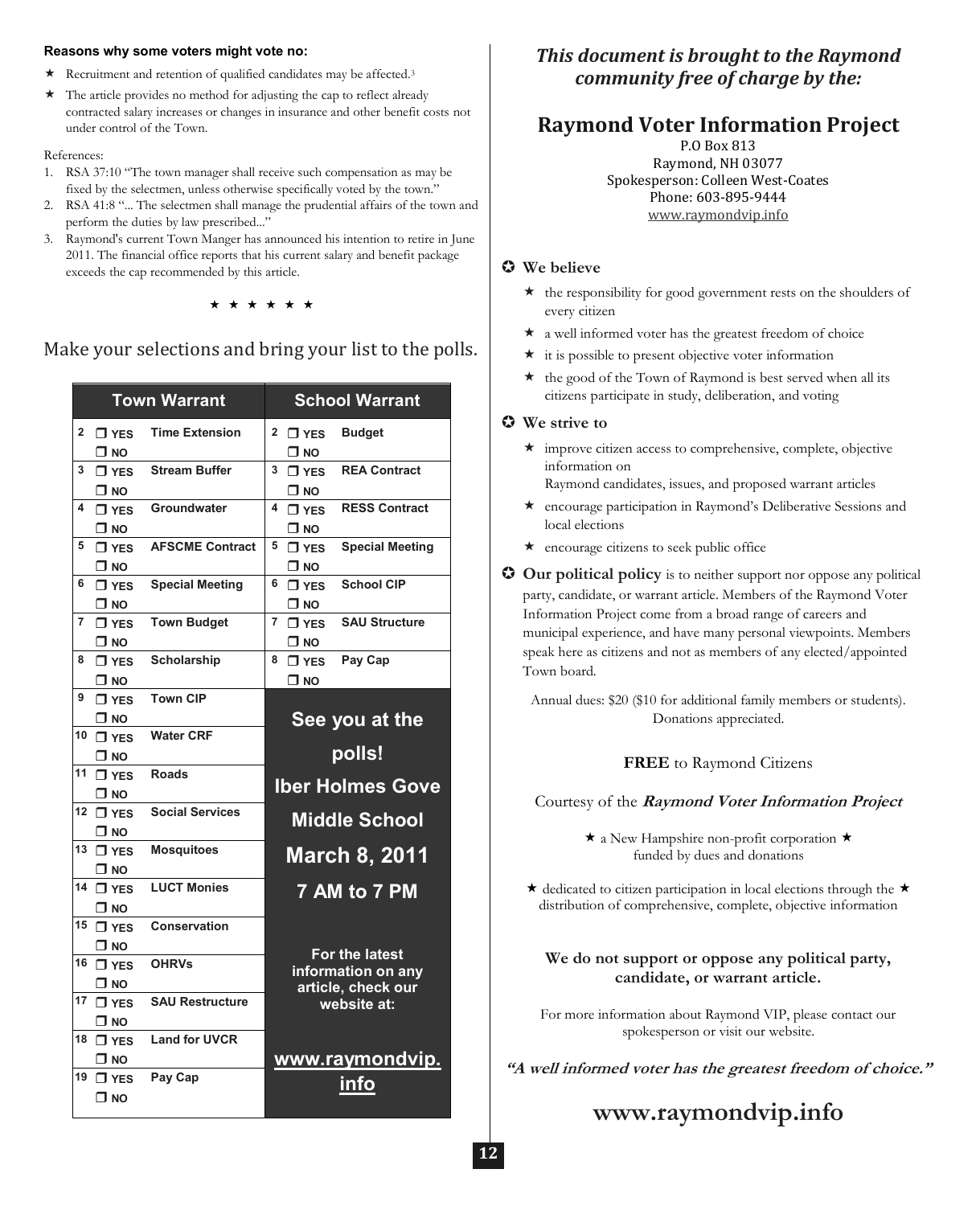**Reasons why some voters might vote no:**

- ★ Recruitment and retention of qualified candidates may be affected.[3]
- ★ The article provides no method for adjusting the cap to reflect already contracted salary increases or changes in insurance and other benefit costs not under control of the Town.

References:

1. RSA 37:10 "The town manager shall receive such compensation as may be fixed by the selectmen, unless otherwise specifically voted by the town."
2. RSA 41:8 "... The selectmen shall manage the prudential affairs of the town and perform the duties by law prescribed..."
3. Raymond's current Town Manger has announced his intention to retire in June 2011. The financial office reports that his current salary and benefit package exceeds the cap recommended by this article.

★ ★ ★ ★ ★ ★

Make your selections and bring your list to the polls.

| Town Warrant | | | School Warrant | | |
|---|---|---|---|---|---|
| 2 | ❒ YES ❒ NO | Time Extension | 2 | ❒ YES ❒ NO | Budget |
| 3 | ❒ YES ❒ NO | Stream Buffer | 3 | ❒ YES ❒ NO | REA Contract |
| 4 | ❒ YES ❒ NO | Groundwater | 4 | ❒ YES ❒ NO | RESS Contract |
| 5 | ❒ YES ❒ NO | AFSCME Contract | 5 | ❒ YES ❒ NO | Special Meeting |
| 6 | ❒ YES ❒ NO | Special Meeting | 6 | ❒ YES ❒ NO | School CIP |
| 7 | ❒ YES ❒ NO | Town Budget | 7 | ❒ YES ❒ NO | SAU Structure |
| 8 | ❒ YES ❒ NO | Scholarship | 8 | ❒ YES ❒ NO | Pay Cap |
| 9 | ❒ YES ❒ NO | Town CIP | | | |
| 10 | ❒ YES ❒ NO | Water CRF | | | |
| 11 | ❒ YES ❒ NO | Roads | | | |
| 12 | ❒ YES ❒ NO | Social Services | | | |
| 13 | ❒ YES ❒ NO | Mosquitoes | | | |
| 14 | ❒ YES ❒ NO | LUCT Monies | | | |
| 15 | ❒ YES ❒ NO | Conservation | | | |
| 16 | ❒ YES ❒ NO | OHRVs | | | |
| 17 | ❒ YES ❒ NO | SAU Restructure | | | |
| 18 | ❒ YES ❒ NO | Land for UVCR | | | |
| 19 | ❒ YES ❒ NO | Pay Cap | | | |

**See you at the polls!**

**Iber Holmes Gove Middle School**

**March 8, 2011**

**7 AM to 7 PM**

**For the latest information on any article, check our website at:**

**www.raymondvip.info**

## *This document is brought to the Raymond community free of charge by the:*

## Raymond Voter Information Project

P.O Box 813
Raymond, NH 03077
Spokesperson: Colleen West-Coates
Phone: 603-895-9444
www.raymondvip.info

✪ **We believe**

- ★ the responsibility for good government rests on the shoulders of every citizen
- ★ a well informed voter has the greatest freedom of choice
- ★ it is possible to present objective voter information
- ★ the good of the Town of Raymond is best served when all its citizens participate in study, deliberation, and voting

✪ **We strive to**

- ★ improve citizen access to comprehensive, complete, objective information on Raymond candidates, issues, and proposed warrant articles
- ★ encourage participation in Raymond's Deliberative Sessions and local elections
- ★ encourage citizens to seek public office

✪ **Our political policy** is to neither support nor oppose any political party, candidate, or warrant article. Members of the Raymond Voter Information Project come from a broad range of careers and municipal experience, and have many personal viewpoints. Members speak here as citizens and not as members of any elected/appointed Town board.

Annual dues: $20 ($10 for additional family members or students). Donations appreciated.

**FREE** to Raymond Citizens

Courtesy of the ***Raymond Voter Information Project***

★ a New Hampshire non-profit corporation ★
funded by dues and donations

★ dedicated to citizen participation in local elections through the ★
distribution of comprehensive, complete, objective information

**We do not support or oppose any political party, candidate, or warrant article.**

For more information about Raymond VIP, please contact our spokesperson or visit our website.

***"A well informed voter has the greatest freedom of choice."***

# www.raymondvip.info